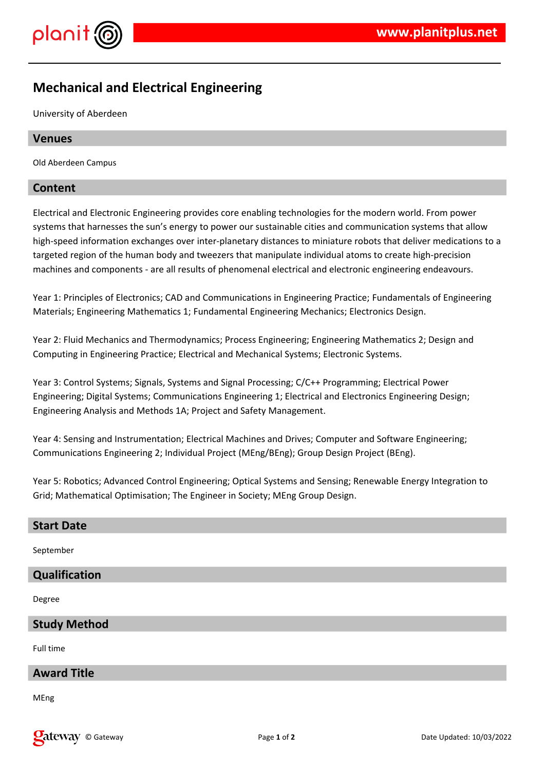# Mechanical and Electrical Engineering

University of Aberdeen

## Venues

Old Aberdeen Campus

## Content

Electrical and Electronic Engineering provides core enabling technologies for the modern world. From power systems that harnesses the sun's energy to power our sustainable cities and communication systems that allow high-speed information exchanges over inter-planetary distances to miniature robots that deliver medications to a targeted region of the human body and tweezers that manipulate individual atoms to create high-precision machines and components - are all results of phenomenal electrical and electronic engineering endeavours.

Year 1: Principles of Electronics; CAD and Communications in Engineering Practice; Fundamentals of Engineering Materials; Engineering Mathematics 1; Fundamental Engineering Mechanics; Electronics Design.

Year 2: Fluid Mechanics and Thermodynamics; Process Engineering; Engineering Mathematics 2; Design and Computing in Engineering Practice; Electrical and Mechanical Systems; Electronic Systems.

Year 3: Control Systems; Signals, Systems and Signal Processing; C/C++ Programming; Electrical Power Engineering; Digital Systems; Communications Engineering 1; Electrical and Electronics Engineering Design; Engineering Analysis and Methods 1A; Project and Safety Management.

Year 4: Sensing and Instrumentation; Electrical Machines and Drives; Computer and Software Engineering; Communications Engineering 2; Individual Project (MEng/BEng); Group Design Project (BEng).

Year 5: Robotics; Advanced Control Engineering; Optical Systems and Sensing; Renewable Energy Integration to Grid; Mathematical Optimisation; The Engineer in Society; MEng Group Design.

## Start Date

September

## Qualification

Degree

## Study Method

Full time

## Award Title

MEng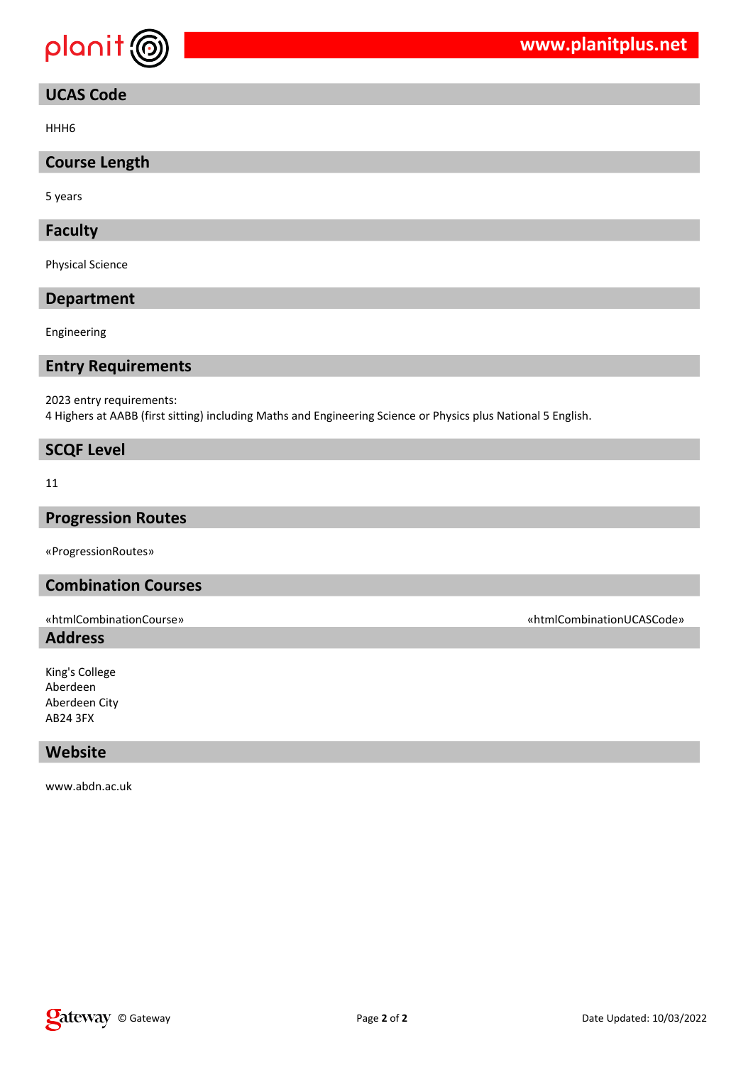## UCAS Code

HHH6

## Course Length

5 years

## Faculty

Physical Science

## Department

Engineering

## Entry Requirements

2023 entry requirements:
4 Highers at AABB (first sitting) including Maths and Engineering Science or Physics plus National 5 English.

## SCQF Level

11

## Progression Routes

«ProgressionRoutes»

## Combination Courses

«htmlCombinationCourse» «htmlCombinationUCASCode»

## Address

King's College
Aberdeen
Aberdeen City
AB24 3FX

## Website

www.abdn.ac.uk